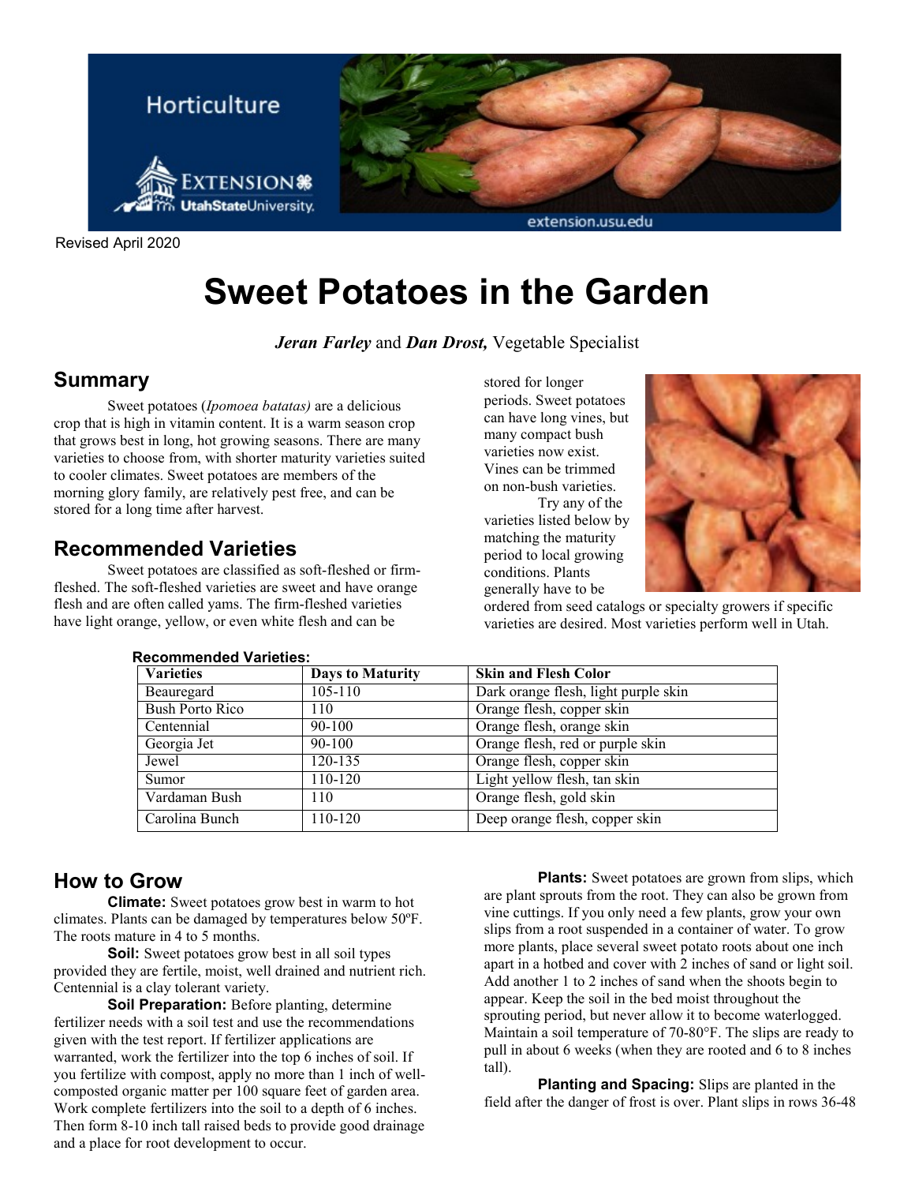Revised April 2020

# Sweet Potatoes in the Garden

***Jeran Farley*** and ***Dan Drost,*** Vegetable Specialist

## Summary

Sweet potatoes (*Ipomoea batatas)* are a delicious crop that is high in vitamin content. It is a warm season crop that grows best in long, hot growing seasons. There are many varieties to choose from, with shorter maturity varieties suited to cooler climates. Sweet potatoes are members of the morning glory family, are relatively pest free, and can be stored for a long time after harvest.

## Recommended Varieties

Sweet potatoes are classified as soft-fleshed or firm-fleshed. The soft-fleshed varieties are sweet and have orange flesh and are often called yams. The firm-fleshed varieties have light orange, yellow, or even white flesh and can be stored for longer periods. Sweet potatoes can have long vines, but many compact bush varieties now exist. Vines can be trimmed on non-bush varieties.

Try any of the varieties listed below by matching the maturity period to local growing conditions. Plants generally have to be ordered from seed catalogs or specialty growers if specific varieties are desired. Most varieties perform well in Utah.

**Recommended Varieties:**

| Varieties | Days to Maturity | Skin and Flesh Color |
|---|---|---|
| Beauregard | 105-110 | Dark orange flesh, light purple skin |
| Bush Porto Rico | 110 | Orange flesh, copper skin |
| Centennial | 90-100 | Orange flesh, orange skin |
| Georgia Jet | 90-100 | Orange flesh, red or purple skin |
| Jewel | 120-135 | Orange flesh, copper skin |
| Sumor | 110-120 | Light yellow flesh, tan skin |
| Vardaman Bush | 110 | Orange flesh, gold skin |
| Carolina Bunch | 110-120 | Deep orange flesh, copper skin |

## How to Grow

**Climate:** Sweet potatoes grow best in warm to hot climates. Plants can be damaged by temperatures below 50ºF. The roots mature in 4 to 5 months.

**Soil:** Sweet potatoes grow best in all soil types provided they are fertile, moist, well drained and nutrient rich. Centennial is a clay tolerant variety.

**Soil Preparation:** Before planting, determine fertilizer needs with a soil test and use the recommendations given with the test report. If fertilizer applications are warranted, work the fertilizer into the top 6 inches of soil. If you fertilize with compost, apply no more than 1 inch of well-composted organic matter per 100 square feet of garden area. Work complete fertilizers into the soil to a depth of 6 inches. Then form 8-10 inch tall raised beds to provide good drainage and a place for root development to occur.

**Plants:** Sweet potatoes are grown from slips, which are plant sprouts from the root. They can also be grown from vine cuttings. If you only need a few plants, grow your own slips from a root suspended in a container of water. To grow more plants, place several sweet potato roots about one inch apart in a hotbed and cover with 2 inches of sand or light soil. Add another 1 to 2 inches of sand when the shoots begin to appear. Keep the soil in the bed moist throughout the sprouting period, but never allow it to become waterlogged. Maintain a soil temperature of 70-80°F. The slips are ready to pull in about 6 weeks (when they are rooted and 6 to 8 inches tall).

**Planting and Spacing:** Slips are planted in the field after the danger of frost is over. Plant slips in rows 36-48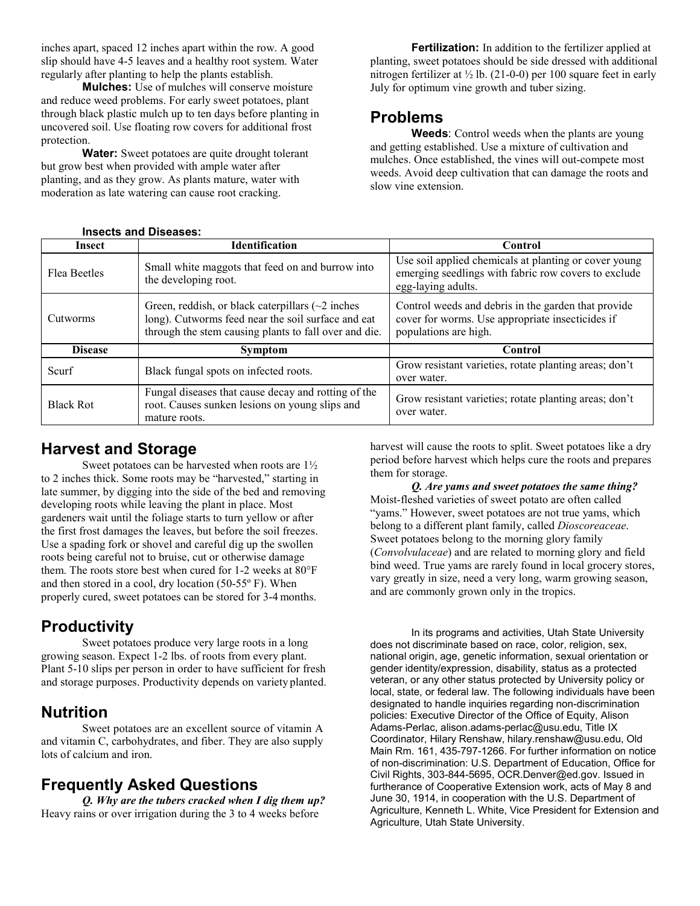inches apart, spaced 12 inches apart within the row. A good slip should have 4-5 leaves and a healthy root system. Water regularly after planting to help the plants establish.

**Mulches:** Use of mulches will conserve moisture and reduce weed problems. For early sweet potatoes, plant through black plastic mulch up to ten days before planting in uncovered soil. Use floating row covers for additional frost protection.

**Water:** Sweet potatoes are quite drought tolerant but grow best when provided with ample water after planting, and as they grow. As plants mature, water with moderation as late watering can cause root cracking.

**Fertilization:** In addition to the fertilizer applied at planting, sweet potatoes should be side dressed with additional nitrogen fertilizer at ½ lb. (21-0-0) per 100 square feet in early July for optimum vine growth and tuber sizing.

## Problems

**Weeds**: Control weeds when the plants are young and getting established. Use a mixture of cultivation and mulches. Once established, the vines will out-compete most weeds. Avoid deep cultivation that can damage the roots and slow vine extension.

**Insects and Diseases:**

| Insect | Identification | Control |
|---|---|---|
| Flea Beetles | Small white maggots that feed on and burrow into the developing root. | Use soil applied chemicals at planting or cover young emerging seedlings with fabric row covers to exclude egg-laying adults. |
| Cutworms | Green, reddish, or black caterpillars (~2 inches long). Cutworms feed near the soil surface and eat through the stem causing plants to fall over and die. | Control weeds and debris in the garden that provide cover for worms. Use appropriate insecticides if populations are high. |
| **Disease** | **Symptom** | **Control** |
| Scurf | Black fungal spots on infected roots. | Grow resistant varieties, rotate planting areas; don't over water. |
| Black Rot | Fungal diseases that cause decay and rotting of the root. Causes sunken lesions on young slips and mature roots. | Grow resistant varieties; rotate planting areas; don't over water. |

## Harvest and Storage

Sweet potatoes can be harvested when roots are 1½ to 2 inches thick. Some roots may be "harvested," starting in late summer, by digging into the side of the bed and removing developing roots while leaving the plant in place. Most gardeners wait until the foliage starts to turn yellow or after the first frost damages the leaves, but before the soil freezes. Use a spading fork or shovel and careful dig up the swollen roots being careful not to bruise, cut or otherwise damage them. The roots store best when cured for 1-2 weeks at 80°F and then stored in a cool, dry location (50-55º F). When properly cured, sweet potatoes can be stored for 3-4 months.

## Productivity

Sweet potatoes produce very large roots in a long growing season. Expect 1-2 lbs. of roots from every plant. Plant 5-10 slips per person in order to have sufficient for fresh and storage purposes. Productivity depends on variety planted.

## Nutrition

Sweet potatoes are an excellent source of vitamin A and vitamin C, carbohydrates, and fiber. They are also supply lots of calcium and iron.

## Frequently Asked Questions

***Q. Why are the tubers cracked when I dig them up?***
Heavy rains or over irrigation during the 3 to 4 weeks before harvest will cause the roots to split. Sweet potatoes like a dry period before harvest which helps cure the roots and prepares them for storage.

***Q. Are yams and sweet potatoes the same thing?***
Moist-fleshed varieties of sweet potato are often called "yams." However, sweet potatoes are not true yams, which belong to a different plant family, called *Dioscoreaceae*. Sweet potatoes belong to the morning glory family (*Convolvulaceae*) and are related to morning glory and field bind weed. True yams are rarely found in local grocery stores, vary greatly in size, need a very long, warm growing season, and are commonly grown only in the tropics.

In its programs and activities, Utah State University does not discriminate based on race, color, religion, sex, national origin, age, genetic information, sexual orientation or gender identity/expression, disability, status as a protected veteran, or any other status protected by University policy or local, state, or federal law. The following individuals have been designated to handle inquiries regarding non-discrimination policies: Executive Director of the Office of Equity, Alison Adams-Perlac, alison.adams-perlac@usu.edu, Title IX Coordinator, Hilary Renshaw, hilary.renshaw@usu.edu, Old Main Rm. 161, 435-797-1266. For further information on notice of non-discrimination: U.S. Department of Education, Office for Civil Rights, 303-844-5695, OCR.Denver@ed.gov. Issued in furtherance of Cooperative Extension work, acts of May 8 and June 30, 1914, in cooperation with the U.S. Department of Agriculture, Kenneth L. White, Vice President for Extension and Agriculture, Utah State University.